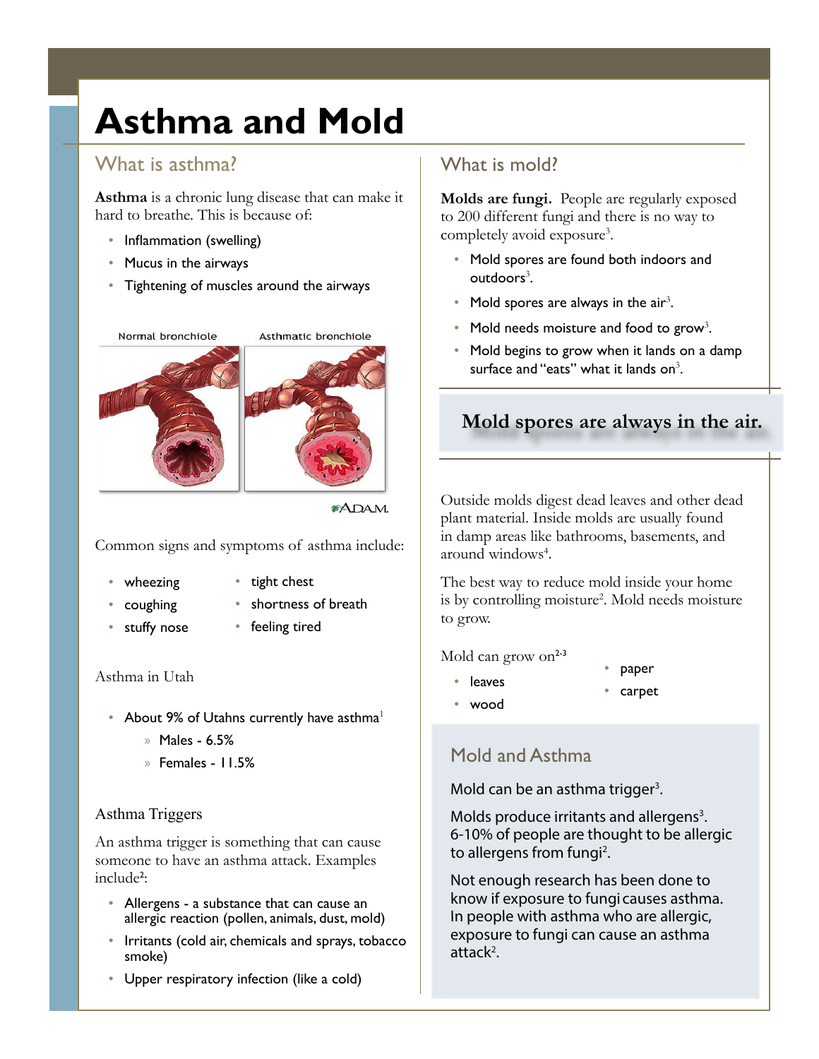# Asthma and Mold

## What is asthma?

**Asthma** is a chronic lung disease that can make it hard to breathe. This is because of:

- Inflammation (swelling)
- Mucus in the airways
- Tightening of muscles around the airways

Normal bronchiole    Asthmatic bronchiole

Common signs and symptoms of asthma include:

- wheezing
- coughing
- stuffy nose
- tight chest
- shortness of breath
- feeling tired

### Asthma in Utah

- About 9% of Utahns currently have asthma[1]
  - Males - 6.5%
  - Females - 11.5%

### Asthma Triggers

An asthma trigger is something that can cause someone to have an asthma attack. Examples include[2]:

- Allergens - a substance that can cause an allergic reaction (pollen, animals, dust, mold)
- Irritants (cold air, chemicals and sprays, tobacco smoke)
- Upper respiratory infection (like a cold)

## What is mold?

**Molds are fungi.** People are regularly exposed to 200 different fungi and there is no way to completely avoid exposure[3].

- Mold spores are found both indoors and outdoors[3].
- Mold spores are always in the air[3].
- Mold needs moisture and food to grow[3].
- Mold begins to grow when it lands on a damp surface and "eats" what it lands on[3].

**Mold spores are always in the air.**

Outside molds digest dead leaves and other dead plant material. Inside molds are usually found in damp areas like bathrooms, basements, and around windows[4].

The best way to reduce mold inside your home is by controlling moisture[2]. Mold needs moisture to grow.

Mold can grow on[2-3]

- leaves
- wood
- paper
- carpet

### Mold and Asthma

Mold can be an asthma trigger[3].

Molds produce irritants and allergens[3]. 6-10% of people are thought to be allergic to allergens from fungi[2].

Not enough research has been done to know if exposure to fungi causes asthma. In people with asthma who are allergic, exposure to fungi can cause an asthma attack[2].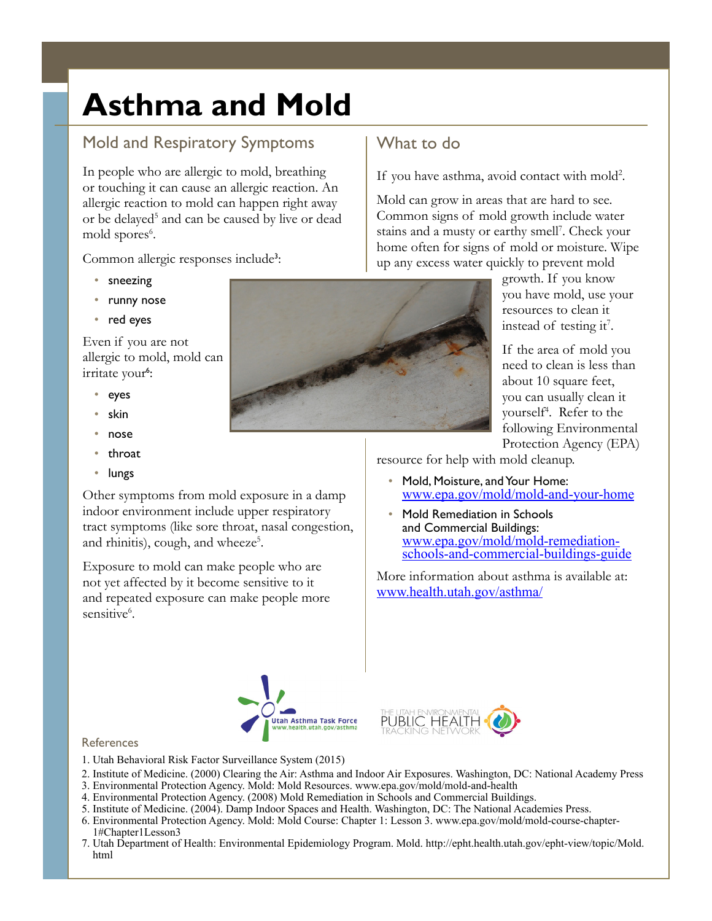# Asthma and Mold

## Mold and Respiratory Symptoms

In people who are allergic to mold, breathing or touching it can cause an allergic reaction. An allergic reaction to mold can happen right away or be delayed[5] and can be caused by live or dead mold spores[6].

Common allergic responses include[3]:

- sneezing
- runny nose
- red eyes

Even if you are not allergic to mold, mold can irritate your[6]:

- eyes
- skin
- nose
- throat
- lungs

Other symptoms from mold exposure in a damp indoor environment include upper respiratory tract symptoms (like sore throat, nasal congestion, and rhinitis), cough, and wheeze[5].

Exposure to mold can make people who are not yet affected by it become sensitive to it and repeated exposure can make people more sensitive[6].

## What to do

If you have asthma, avoid contact with mold[2].

Mold can grow in areas that are hard to see. Common signs of mold growth include water stains and a musty or earthy smell[7]. Check your home often for signs of mold or moisture. Wipe up any excess water quickly to prevent mold growth. If you know you have mold, use your resources to clean it instead of testing it[7].

If the area of mold you need to clean is less than about 10 square feet, you can usually clean it yourself[4]. Refer to the following Environmental Protection Agency (EPA) resource for help with mold cleanup.

- Mold, Moisture, and Your Home: www.epa.gov/mold/mold-and-your-home
- Mold Remediation in Schools and Commercial Buildings: www.epa.gov/mold/mold-remediation-schools-and-commercial-buildings-guide

More information about asthma is available at: www.health.utah.gov/asthma/

Utah Asthma Task Force www.health.utah.gov/asthma

THE UTAH ENVIRONMENTAL PUBLIC HEALTH TRACKING NETWORK

### References

1. Utah Behavioral Risk Factor Surveillance System (2015)
2. Institute of Medicine. (2000) Clearing the Air: Asthma and Indoor Air Exposures. Washington, DC: National Academy Press
3. Environmental Protection Agency. Mold: Mold Resources. www.epa.gov/mold/mold-and-health
4. Environmental Protection Agency. (2008) Mold Remediation in Schools and Commercial Buildings.
5. Institute of Medicine. (2004). Damp Indoor Spaces and Health. Washington, DC: The National Academies Press.
6. Environmental Protection Agency. Mold: Mold Course: Chapter 1: Lesson 3. www.epa.gov/mold/mold-course-chapter-1#Chapter1Lesson3
7. Utah Department of Health: Environmental Epidemiology Program. Mold. http://epht.health.utah.gov/epht-view/topic/Mold.html